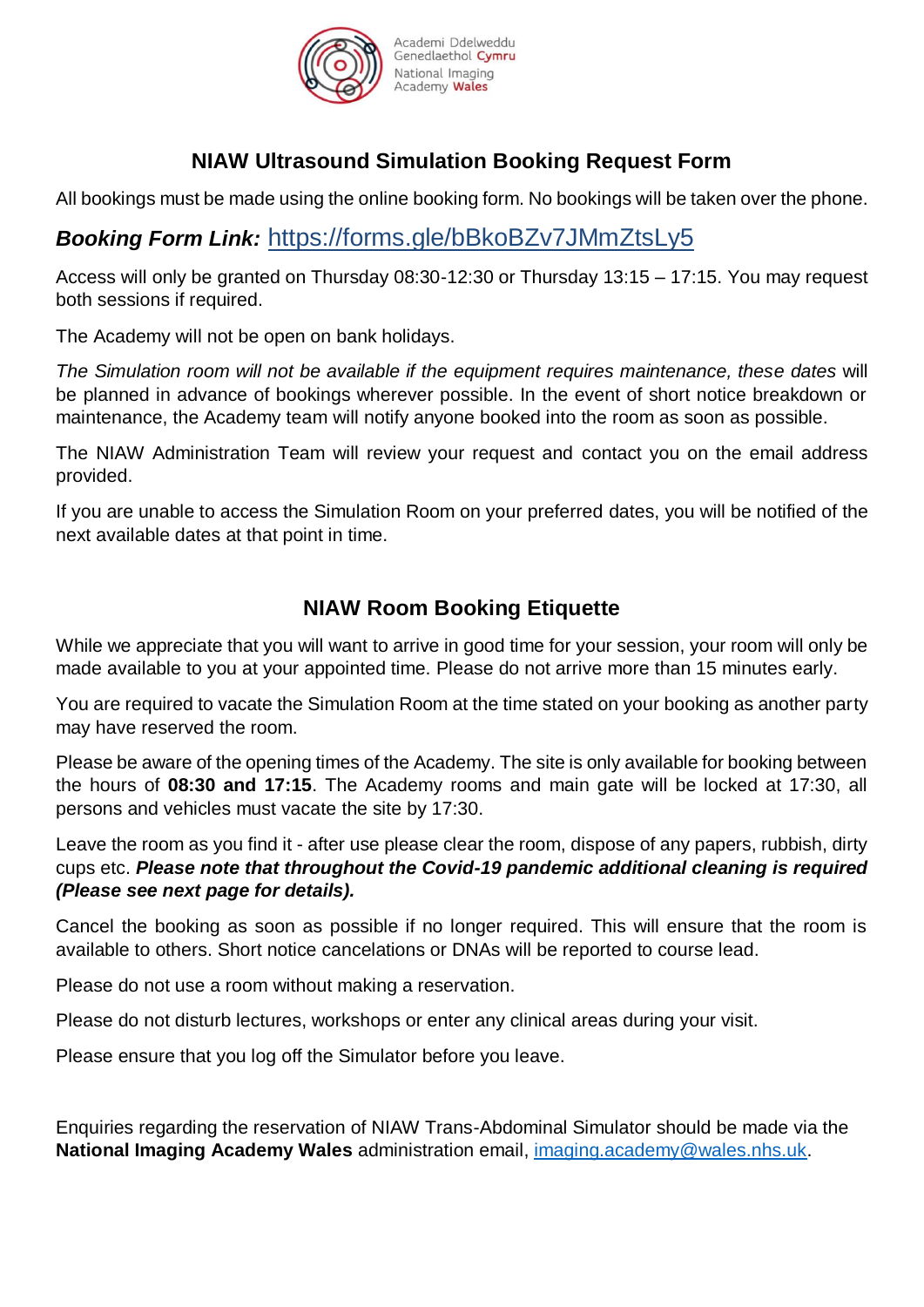Academi Ddelweddu Genedlaethol Cymru
National Imaging Academy Wales

## NIAW Ultrasound Simulation Booking Request Form

All bookings must be made using the online booking form. No bookings will be taken over the phone.

***Booking Form Link:*** https://forms.gle/bBkoBZv7JMmZtsLy5

Access will only be granted on Thursday 08:30-12:30 or Thursday 13:15 – 17:15. You may request both sessions if required.

The Academy will not be open on bank holidays.

*The Simulation room will not be available if the equipment requires maintenance, these dates* will be planned in advance of bookings wherever possible. In the event of short notice breakdown or maintenance, the Academy team will notify anyone booked into the room as soon as possible.

The NIAW Administration Team will review your request and contact you on the email address provided.

If you are unable to access the Simulation Room on your preferred dates, you will be notified of the next available dates at that point in time.

## NIAW Room Booking Etiquette

While we appreciate that you will want to arrive in good time for your session, your room will only be made available to you at your appointed time. Please do not arrive more than 15 minutes early.

You are required to vacate the Simulation Room at the time stated on your booking as another party may have reserved the room.

Please be aware of the opening times of the Academy. The site is only available for booking between the hours of **08:30 and 17:15**. The Academy rooms and main gate will be locked at 17:30, all persons and vehicles must vacate the site by 17:30.

Leave the room as you find it - after use please clear the room, dispose of any papers, rubbish, dirty cups etc. ***Please note that throughout the Covid-19 pandemic additional cleaning is required (Please see next page for details).***

Cancel the booking as soon as possible if no longer required. This will ensure that the room is available to others. Short notice cancelations or DNAs will be reported to course lead.

Please do not use a room without making a reservation.

Please do not disturb lectures, workshops or enter any clinical areas during your visit.

Please ensure that you log off the Simulator before you leave.

Enquiries regarding the reservation of NIAW Trans-Abdominal Simulator should be made via the **National Imaging Academy Wales** administration email, imaging.academy@wales.nhs.uk.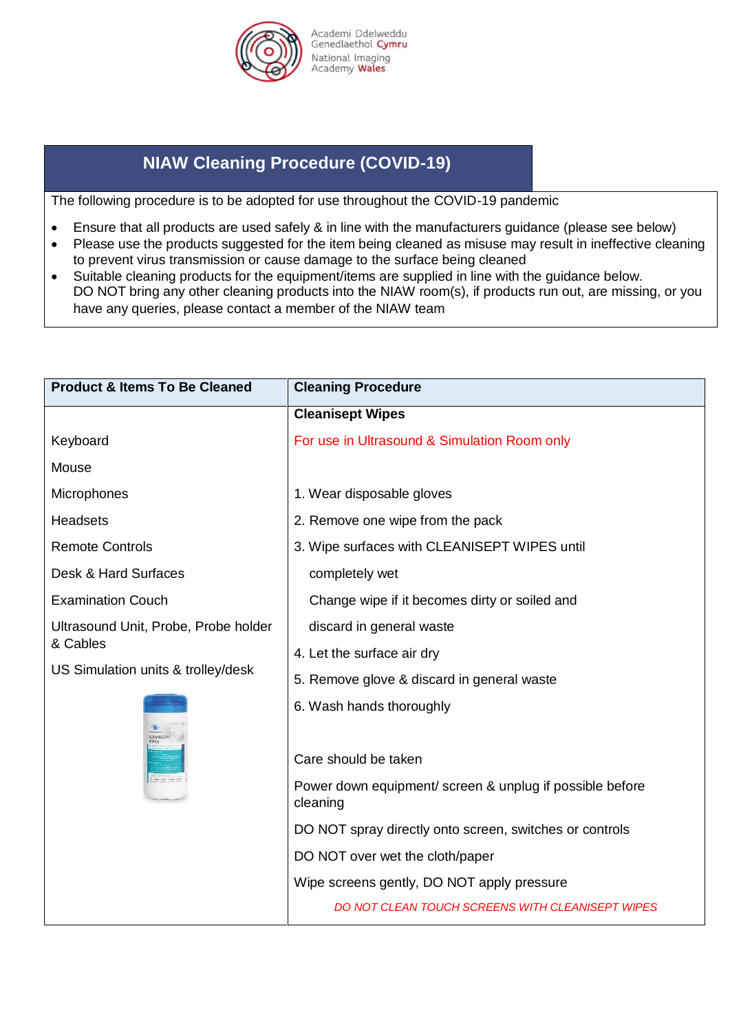# NIAW Cleaning Procedure (COVID-19)

The following procedure is to be adopted for use throughout the COVID-19 pandemic

- Ensure that all products are used safely & in line with the manufacturers guidance (please see below)
- Please use the products suggested for the item being cleaned as misuse may result in ineffective cleaning to prevent virus transmission or cause damage to the surface being cleaned
- Suitable cleaning products for the equipment/items are supplied in line with the guidance below.  
  DO NOT bring any other cleaning products into the NIAW room(s), if products run out, are missing, or you have any queries, please contact a member of the NIAW team

| Product & Items To Be Cleaned | Cleaning Procedure |
|---|---|
| Keyboard<br>Mouse<br>Microphones<br>Headsets<br>Remote Controls<br>Desk & Hard Surfaces<br>Examination Couch<br>Ultrasound Unit, Probe, Probe holder & Cables<br>US Simulation units & trolley/desk | **Cleanisept Wipes**<br>For use in Ultrasound & Simulation Room only<br><br>1. Wear disposable gloves<br>2. Remove one wipe from the pack<br>3. Wipe surfaces with CLEANISEPT WIPES until completely wet<br>Change wipe if it becomes dirty or soiled and discard in general waste<br>4. Let the surface air dry<br>5. Remove glove & discard in general waste<br>6. Wash hands thoroughly<br><br>Care should be taken<br>Power down equipment/ screen & unplug if possible before cleaning<br>DO NOT spray directly onto screen, switches or controls<br>DO NOT over wet the cloth/paper<br>Wipe screens gently, DO NOT apply pressure<br>*DO NOT CLEAN TOUCH SCREENS WITH CLEANISEPT WIPES* |